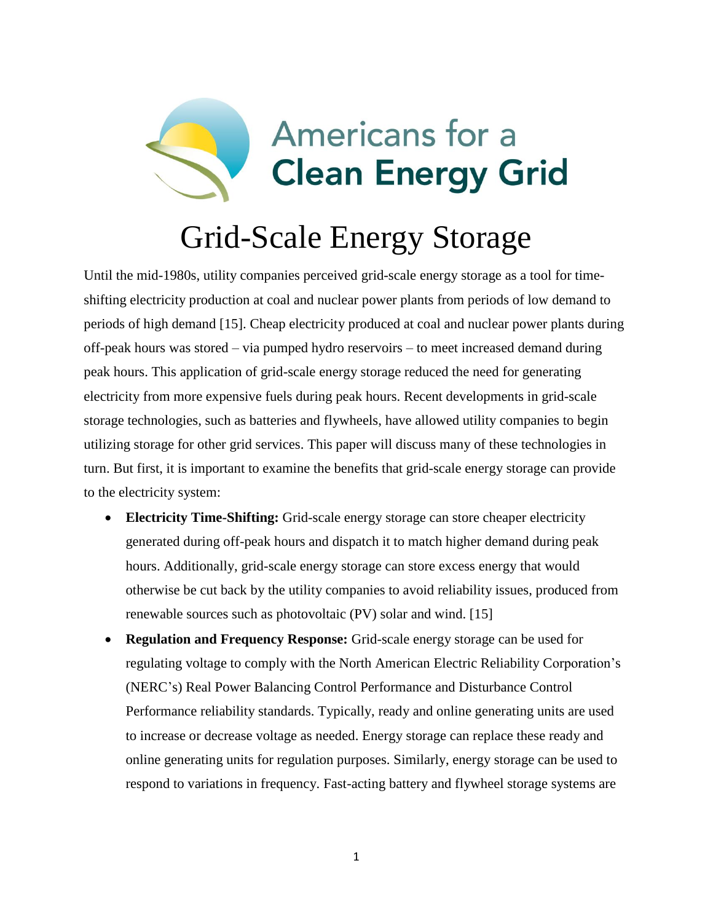Americans for a **Clean Energy Grid**

# Grid-Scale Energy Storage

Until the mid-1980s, utility companies perceived grid-scale energy storage as a tool for time-shifting electricity production at coal and nuclear power plants from periods of low demand to periods of high demand [15]. Cheap electricity produced at coal and nuclear power plants during off-peak hours was stored – via pumped hydro reservoirs – to meet increased demand during peak hours. This application of grid-scale energy storage reduced the need for generating electricity from more expensive fuels during peak hours. Recent developments in grid-scale storage technologies, such as batteries and flywheels, have allowed utility companies to begin utilizing storage for other grid services. This paper will discuss many of these technologies in turn. But first, it is important to examine the benefits that grid-scale energy storage can provide to the electricity system:

- **Electricity Time-Shifting:** Grid-scale energy storage can store cheaper electricity generated during off-peak hours and dispatch it to match higher demand during peak hours. Additionally, grid-scale energy storage can store excess energy that would otherwise be cut back by the utility companies to avoid reliability issues, produced from renewable sources such as photovoltaic (PV) solar and wind. [15]
- **Regulation and Frequency Response:** Grid-scale energy storage can be used for regulating voltage to comply with the North American Electric Reliability Corporation's (NERC's) Real Power Balancing Control Performance and Disturbance Control Performance reliability standards. Typically, ready and online generating units are used to increase or decrease voltage as needed. Energy storage can replace these ready and online generating units for regulation purposes. Similarly, energy storage can be used to respond to variations in frequency. Fast-acting battery and flywheel storage systems are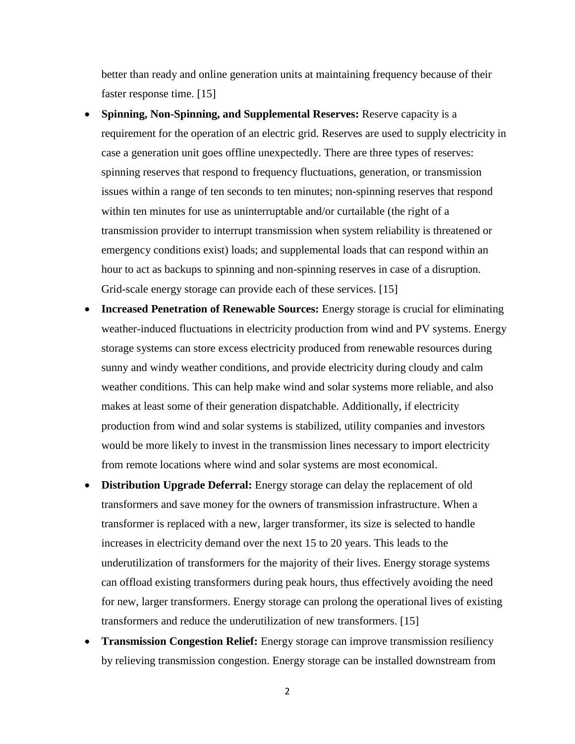better than ready and online generation units at maintaining frequency because of their faster response time. [15]

- **Spinning, Non-Spinning, and Supplemental Reserves:** Reserve capacity is a requirement for the operation of an electric grid. Reserves are used to supply electricity in case a generation unit goes offline unexpectedly. There are three types of reserves: spinning reserves that respond to frequency fluctuations, generation, or transmission issues within a range of ten seconds to ten minutes; non-spinning reserves that respond within ten minutes for use as uninterruptable and/or curtailable (the right of a transmission provider to interrupt transmission when system reliability is threatened or emergency conditions exist) loads; and supplemental loads that can respond within an hour to act as backups to spinning and non-spinning reserves in case of a disruption. Grid-scale energy storage can provide each of these services. [15]
- **Increased Penetration of Renewable Sources:** Energy storage is crucial for eliminating weather-induced fluctuations in electricity production from wind and PV systems. Energy storage systems can store excess electricity produced from renewable resources during sunny and windy weather conditions, and provide electricity during cloudy and calm weather conditions. This can help make wind and solar systems more reliable, and also makes at least some of their generation dispatchable. Additionally, if electricity production from wind and solar systems is stabilized, utility companies and investors would be more likely to invest in the transmission lines necessary to import electricity from remote locations where wind and solar systems are most economical.
- **Distribution Upgrade Deferral:** Energy storage can delay the replacement of old transformers and save money for the owners of transmission infrastructure. When a transformer is replaced with a new, larger transformer, its size is selected to handle increases in electricity demand over the next 15 to 20 years. This leads to the underutilization of transformers for the majority of their lives. Energy storage systems can offload existing transformers during peak hours, thus effectively avoiding the need for new, larger transformers. Energy storage can prolong the operational lives of existing transformers and reduce the underutilization of new transformers. [15]
- **Transmission Congestion Relief:** Energy storage can improve transmission resiliency by relieving transmission congestion. Energy storage can be installed downstream from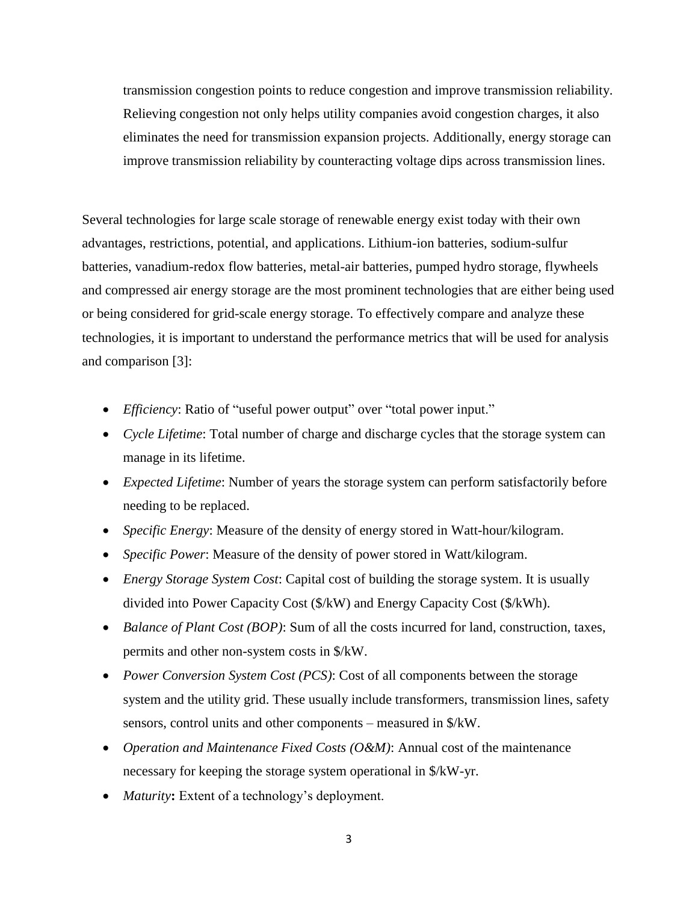transmission congestion points to reduce congestion and improve transmission reliability. Relieving congestion not only helps utility companies avoid congestion charges, it also eliminates the need for transmission expansion projects. Additionally, energy storage can improve transmission reliability by counteracting voltage dips across transmission lines.

Several technologies for large scale storage of renewable energy exist today with their own advantages, restrictions, potential, and applications. Lithium-ion batteries, sodium-sulfur batteries, vanadium-redox flow batteries, metal-air batteries, pumped hydro storage, flywheels and compressed air energy storage are the most prominent technologies that are either being used or being considered for grid-scale energy storage. To effectively compare and analyze these technologies, it is important to understand the performance metrics that will be used for analysis and comparison [3]:

- *Efficiency*: Ratio of "useful power output" over "total power input."
- *Cycle Lifetime*: Total number of charge and discharge cycles that the storage system can manage in its lifetime.
- *Expected Lifetime*: Number of years the storage system can perform satisfactorily before needing to be replaced.
- *Specific Energy*: Measure of the density of energy stored in Watt-hour/kilogram.
- *Specific Power*: Measure of the density of power stored in Watt/kilogram.
- *Energy Storage System Cost*: Capital cost of building the storage system. It is usually divided into Power Capacity Cost ($/kW) and Energy Capacity Cost ($/kWh).
- *Balance of Plant Cost (BOP)*: Sum of all the costs incurred for land, construction, taxes, permits and other non-system costs in $/kW.
- *Power Conversion System Cost (PCS)*: Cost of all components between the storage system and the utility grid. These usually include transformers, transmission lines, safety sensors, control units and other components – measured in $/kW.
- *Operation and Maintenance Fixed Costs (O&M)*: Annual cost of the maintenance necessary for keeping the storage system operational in $/kW-yr.
- *Maturity*: Extent of a technology's deployment.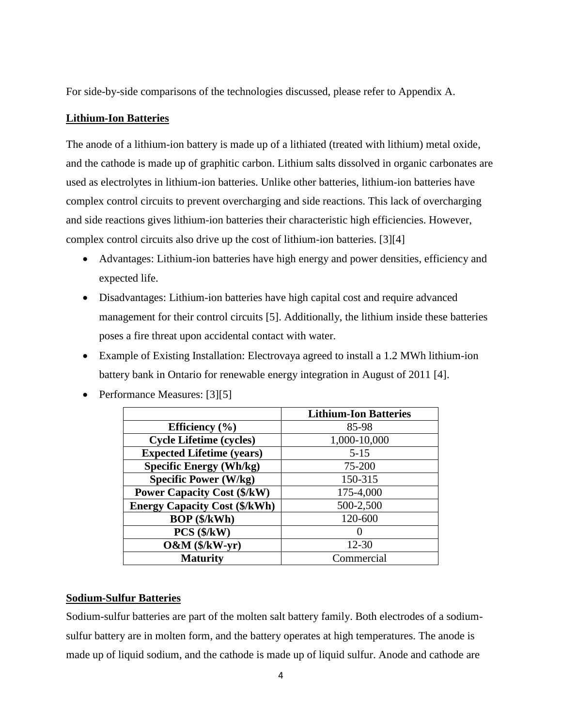For side-by-side comparisons of the technologies discussed, please refer to Appendix A.

**Lithium-Ion Batteries**

The anode of a lithium-ion battery is made up of a lithiated (treated with lithium) metal oxide, and the cathode is made up of graphitic carbon. Lithium salts dissolved in organic carbonates are used as electrolytes in lithium-ion batteries. Unlike other batteries, lithium-ion batteries have complex control circuits to prevent overcharging and side reactions. This lack of overcharging and side reactions gives lithium-ion batteries their characteristic high efficiencies. However, complex control circuits also drive up the cost of lithium-ion batteries. [3][4]

- Advantages: Lithium-ion batteries have high energy and power densities, efficiency and expected life.
- Disadvantages: Lithium-ion batteries have high capital cost and require advanced management for their control circuits [5]. Additionally, the lithium inside these batteries poses a fire threat upon accidental contact with water.
- Example of Existing Installation: Electrovaya agreed to install a 1.2 MWh lithium-ion battery bank in Ontario for renewable energy integration in August of 2011 [4].
- Performance Measures: [3][5]

| | **Lithium-Ion Batteries** |
|---|---|
| **Efficiency (%)** | 85-98 |
| **Cycle Lifetime (cycles)** | 1,000-10,000 |
| **Expected Lifetime (years)** | 5-15 |
| **Specific Energy (Wh/kg)** | 75-200 |
| **Specific Power (W/kg)** | 150-315 |
| **Power Capacity Cost ($/kW)** | 175-4,000 |
| **Energy Capacity Cost ($/kWh)** | 500-2,500 |
| **BOP ($/kWh)** | 120-600 |
| **PCS ($/kW)** | 0 |
| **O&M ($/kW-yr)** | 12-30 |
| **Maturity** | Commercial |

**Sodium-Sulfur Batteries**

Sodium-sulfur batteries are part of the molten salt battery family. Both electrodes of a sodium-sulfur battery are in molten form, and the battery operates at high temperatures. The anode is made up of liquid sodium, and the cathode is made up of liquid sulfur. Anode and cathode are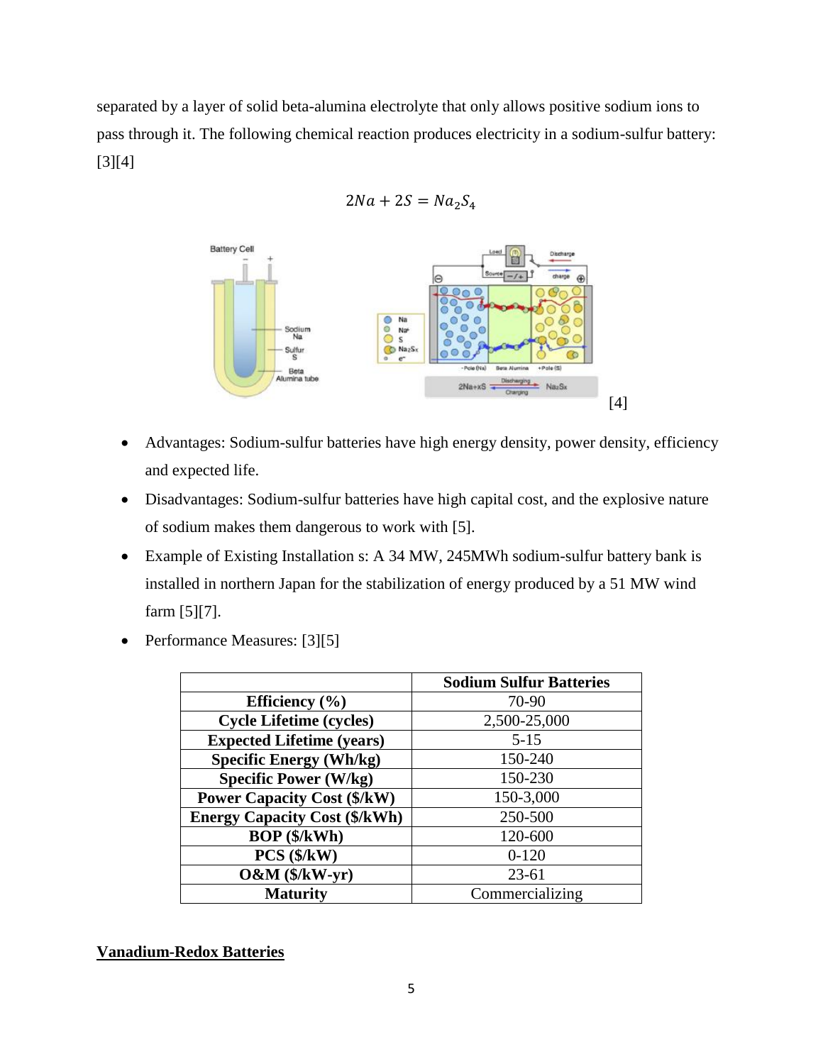separated by a layer of solid beta-alumina electrolyte that only allows positive sodium ions to pass through it. The following chemical reaction produces electricity in a sodium-sulfur battery: [3][4]

$$2Na + 2S = Na_2S_4$$

[4]

- Advantages: Sodium-sulfur batteries have high energy density, power density, efficiency and expected life.
- Disadvantages: Sodium-sulfur batteries have high capital cost, and the explosive nature of sodium makes them dangerous to work with [5].
- Example of Existing Installation s: A 34 MW, 245MWh sodium-sulfur battery bank is installed in northern Japan for the stabilization of energy produced by a 51 MW wind farm [5][7].
- Performance Measures: [3][5]

| | **Sodium Sulfur Batteries** |
|---|---|
| **Efficiency (%)** | 70-90 |
| **Cycle Lifetime (cycles)** | 2,500-25,000 |
| **Expected Lifetime (years)** | 5-15 |
| **Specific Energy (Wh/kg)** | 150-240 |
| **Specific Power (W/kg)** | 150-230 |
| **Power Capacity Cost ($/kW)** | 150-3,000 |
| **Energy Capacity Cost ($/kWh)** | 250-500 |
| **BOP ($/kWh)** | 120-600 |
| **PCS ($/kW)** | 0-120 |
| **O&M ($/kW-yr)** | 23-61 |
| **Maturity** | Commercializing |

## Vanadium-Redox Batteries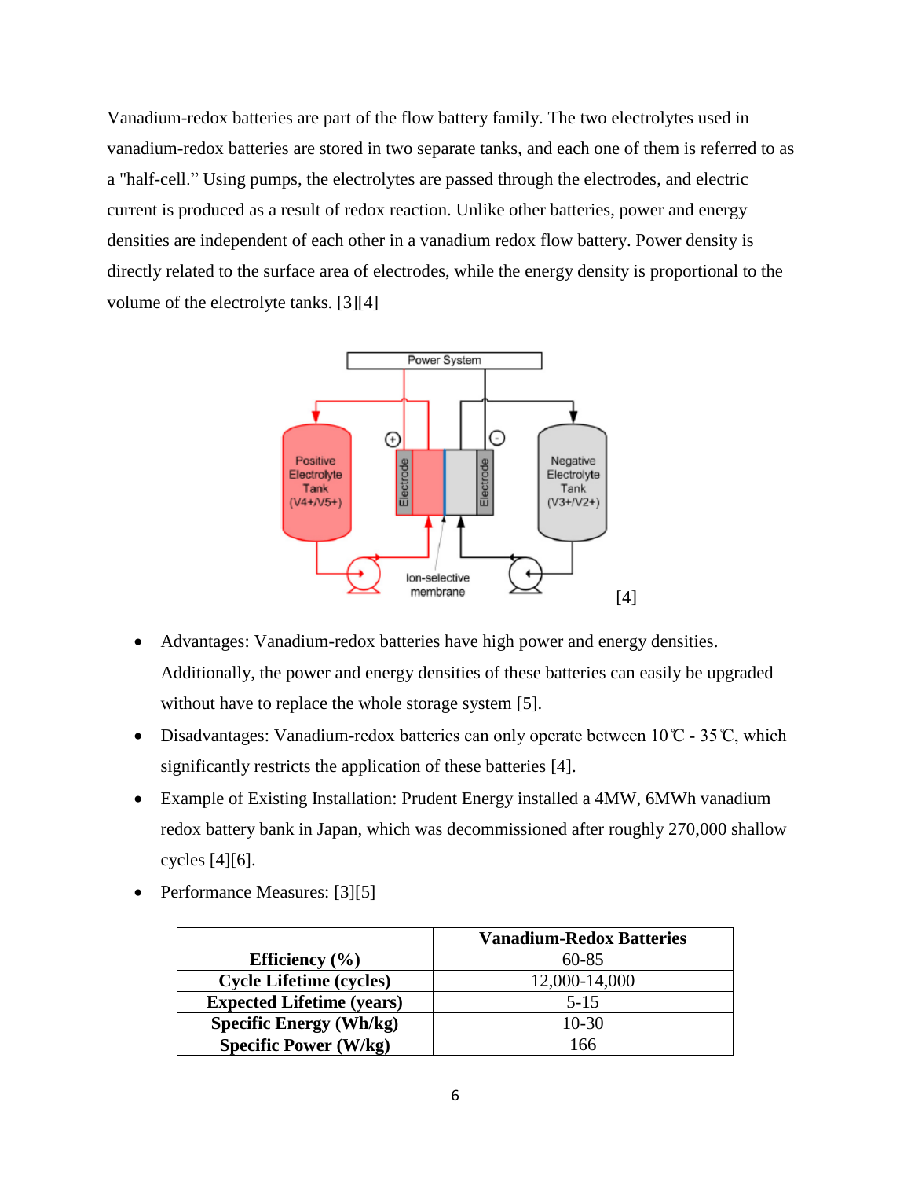Vanadium-redox batteries are part of the flow battery family. The two electrolytes used in vanadium-redox batteries are stored in two separate tanks, and each one of them is referred to as a "half-cell." Using pumps, the electrolytes are passed through the electrodes, and electric current is produced as a result of redox reaction. Unlike other batteries, power and energy densities are independent of each other in a vanadium redox flow battery. Power density is directly related to the surface area of electrodes, while the energy density is proportional to the volume of the electrolyte tanks. [3][4]

[4]

- Advantages: Vanadium-redox batteries have high power and energy densities. Additionally, the power and energy densities of these batteries can easily be upgraded without have to replace the whole storage system [5].
- Disadvantages: Vanadium-redox batteries can only operate between 10℃ - 35℃, which significantly restricts the application of these batteries [4].
- Example of Existing Installation: Prudent Energy installed a 4MW, 6MWh vanadium redox battery bank in Japan, which was decommissioned after roughly 270,000 shallow cycles [4][6].
- Performance Measures: [3][5]

| | **Vanadium-Redox Batteries** |
|---|---|
| **Efficiency (%)** | 60-85 |
| **Cycle Lifetime (cycles)** | 12,000-14,000 |
| **Expected Lifetime (years)** | 5-15 |
| **Specific Energy (Wh/kg)** | 10-30 |
| **Specific Power (W/kg)** | 166 |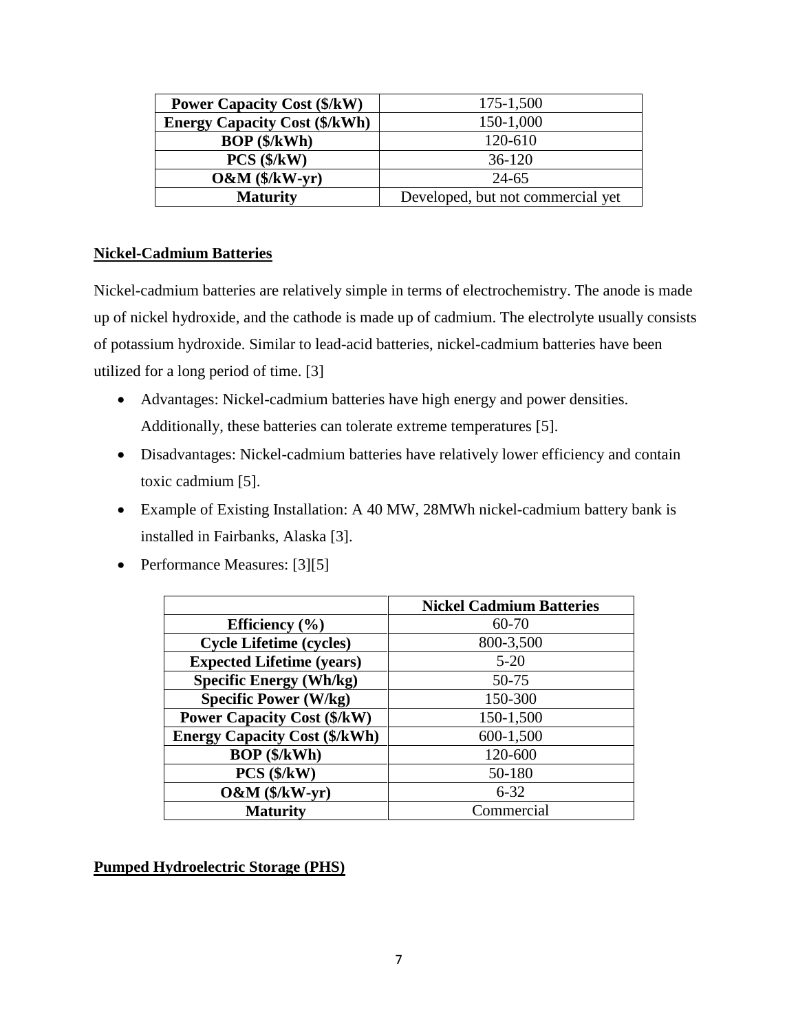| | |
|---|---|
| **Power Capacity Cost ($/kW)** | 175-1,500 |
| **Energy Capacity Cost ($/kWh)** | 150-1,000 |
| **BOP ($/kWh)** | 120-610 |
| **PCS ($/kW)** | 36-120 |
| **O&M ($/kW-yr)** | 24-65 |
| **Maturity** | Developed, but not commercial yet |

## Nickel-Cadmium Batteries

Nickel-cadmium batteries are relatively simple in terms of electrochemistry. The anode is made up of nickel hydroxide, and the cathode is made up of cadmium. The electrolyte usually consists of potassium hydroxide. Similar to lead-acid batteries, nickel-cadmium batteries have been utilized for a long period of time. [3]

- Advantages: Nickel-cadmium batteries have high energy and power densities. Additionally, these batteries can tolerate extreme temperatures [5].
- Disadvantages: Nickel-cadmium batteries have relatively lower efficiency and contain toxic cadmium [5].
- Example of Existing Installation: A 40 MW, 28MWh nickel-cadmium battery bank is installed in Fairbanks, Alaska [3].
- Performance Measures: [3][5]

| | **Nickel Cadmium Batteries** |
|---|---|
| **Efficiency (%)** | 60-70 |
| **Cycle Lifetime (cycles)** | 800-3,500 |
| **Expected Lifetime (years)** | 5-20 |
| **Specific Energy (Wh/kg)** | 50-75 |
| **Specific Power (W/kg)** | 150-300 |
| **Power Capacity Cost ($/kW)** | 150-1,500 |
| **Energy Capacity Cost ($/kWh)** | 600-1,500 |
| **BOP ($/kWh)** | 120-600 |
| **PCS ($/kW)** | 50-180 |
| **O&M ($/kW-yr)** | 6-32 |
| **Maturity** | Commercial |

## Pumped Hydroelectric Storage (PHS)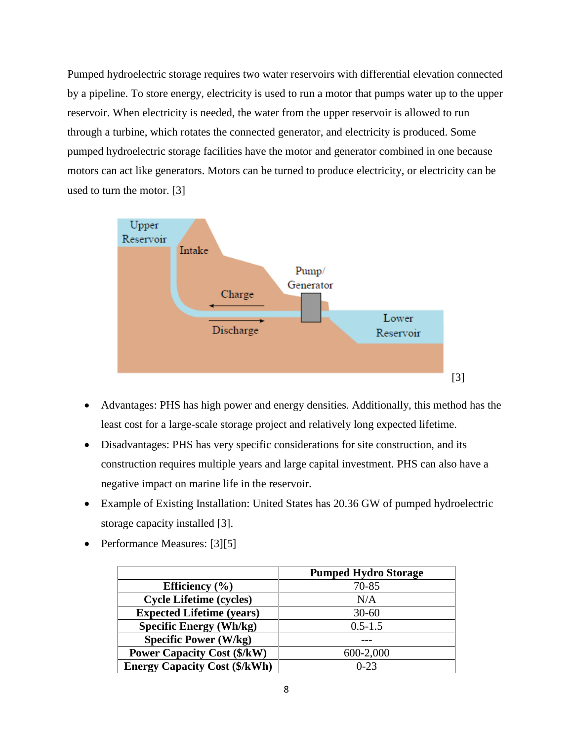Pumped hydroelectric storage requires two water reservoirs with differential elevation connected by a pipeline. To store energy, electricity is used to run a motor that pumps water up to the upper reservoir. When electricity is needed, the water from the upper reservoir is allowed to run through a turbine, which rotates the connected generator, and electricity is produced. Some pumped hydroelectric storage facilities have the motor and generator combined in one because motors can act like generators. Motors can be turned to produce electricity, or electricity can be used to turn the motor. [3]

[3]

- Advantages: PHS has high power and energy densities. Additionally, this method has the least cost for a large-scale storage project and relatively long expected lifetime.
- Disadvantages: PHS has very specific considerations for site construction, and its construction requires multiple years and large capital investment. PHS can also have a negative impact on marine life in the reservoir.
- Example of Existing Installation: United States has 20.36 GW of pumped hydroelectric storage capacity installed [3].
- Performance Measures: [3][5]

| | **Pumped Hydro Storage** |
|---|---|
| **Efficiency (%)** | 70-85 |
| **Cycle Lifetime (cycles)** | N/A |
| **Expected Lifetime (years)** | 30-60 |
| **Specific Energy (Wh/kg)** | 0.5-1.5 |
| **Specific Power (W/kg)** | --- |
| **Power Capacity Cost ($/kW)** | 600-2,000 |
| **Energy Capacity Cost ($/kWh)** | 0-23 |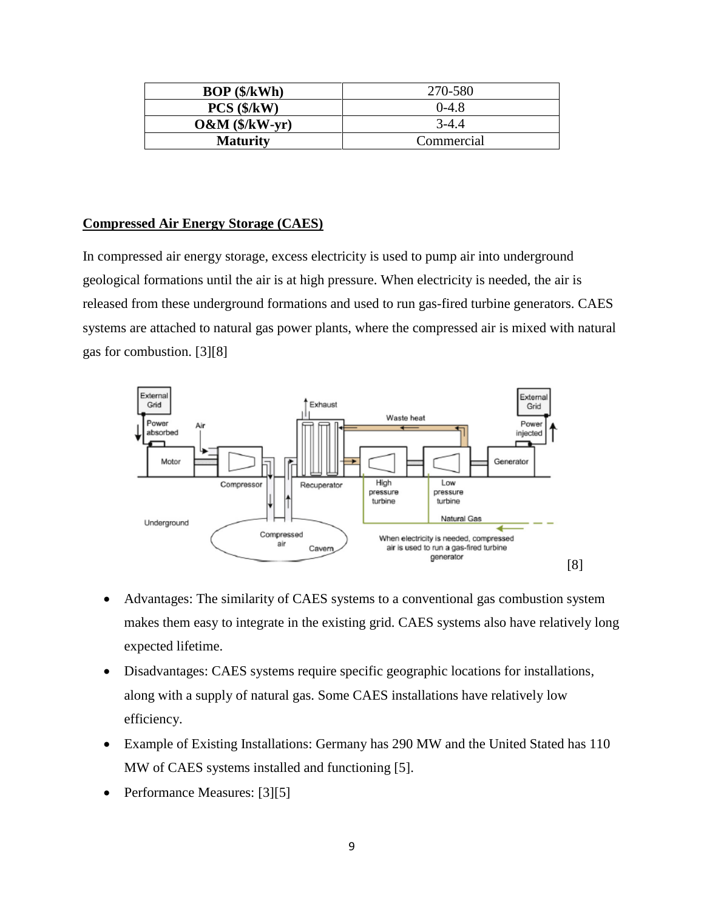| BOP ($/kWh) | 270-580 |
|---|---|
| **PCS ($/kW)** | 0-4.8 |
| **O&M ($/kW-yr)** | 3-4.4 |
| **Maturity** | Commercial |

## Compressed Air Energy Storage (CAES)

In compressed air energy storage, excess electricity is used to pump air into underground geological formations until the air is at high pressure. When electricity is needed, the air is released from these underground formations and used to run gas-fired turbine generators. CAES systems are attached to natural gas power plants, where the compressed air is mixed with natural gas for combustion. [3][8]

[8]

- Advantages: The similarity of CAES systems to a conventional gas combustion system makes them easy to integrate in the existing grid. CAES systems also have relatively long expected lifetime.
- Disadvantages: CAES systems require specific geographic locations for installations, along with a supply of natural gas. Some CAES installations have relatively low efficiency.
- Example of Existing Installations: Germany has 290 MW and the United Stated has 110 MW of CAES systems installed and functioning [5].
- Performance Measures: [3][5]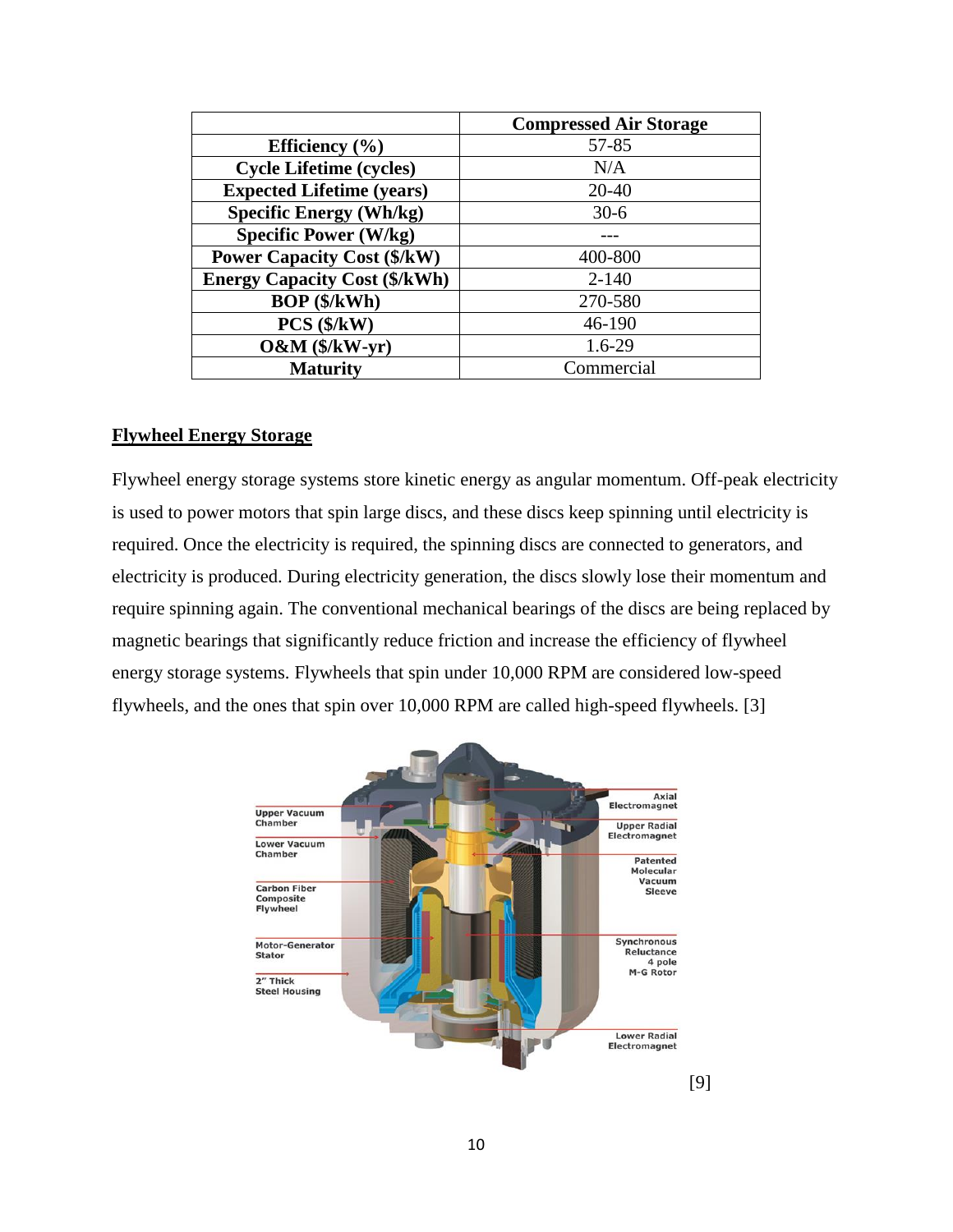| | Compressed Air Storage |
|---|---|
| **Efficiency (%)** | 57-85 |
| **Cycle Lifetime (cycles)** | N/A |
| **Expected Lifetime (years)** | 20-40 |
| **Specific Energy (Wh/kg)** | 30-6 |
| **Specific Power (W/kg)** | --- |
| **Power Capacity Cost ($/kW)** | 400-800 |
| **Energy Capacity Cost ($/kWh)** | 2-140 |
| **BOP ($/kWh)** | 270-580 |
| **PCS ($/kW)** | 46-190 |
| **O&M ($/kW-yr)** | 1.6-29 |
| **Maturity** | Commercial |

## Flywheel Energy Storage

Flywheel energy storage systems store kinetic energy as angular momentum. Off-peak electricity is used to power motors that spin large discs, and these discs keep spinning until electricity is required. Once the electricity is required, the spinning discs are connected to generators, and electricity is produced. During electricity generation, the discs slowly lose their momentum and require spinning again. The conventional mechanical bearings of the discs are being replaced by magnetic bearings that significantly reduce friction and increase the efficiency of flywheel energy storage systems. Flywheels that spin under 10,000 RPM are considered low-speed flywheels, and the ones that spin over 10,000 RPM are called high-speed flywheels. [3]

Upper Vacuum Chamber
Lower Vacuum Chamber
Carbon Fiber Composite Flywheel
Motor-Generator Stator
2" Thick Steel Housing
Axial Electromagnet
Upper Radial Electromagnet
Patented Molecular Vacuum Sleeve
Synchronous Reluctance 4 pole M-G Rotor
Lower Radial Electromagnet

[9]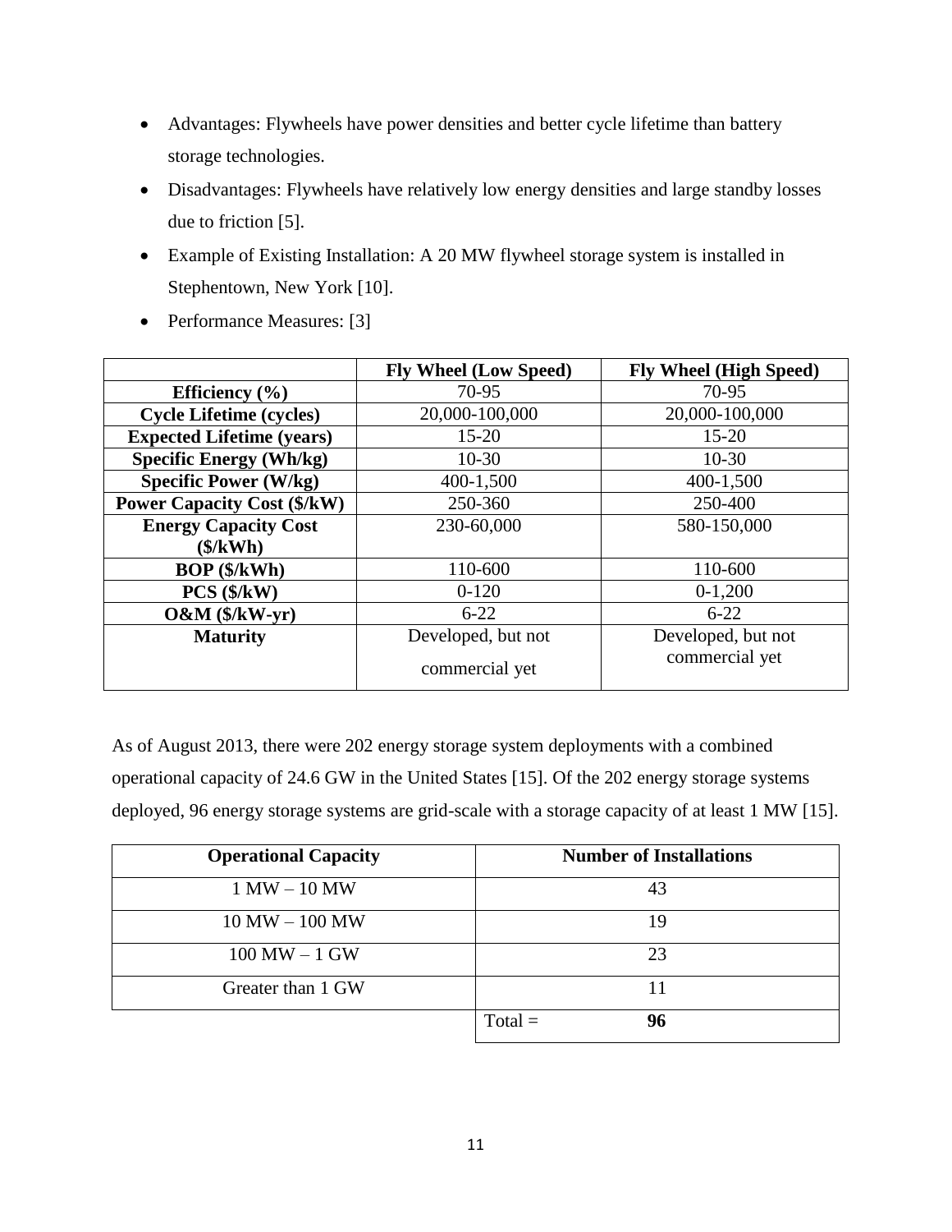- Advantages: Flywheels have power densities and better cycle lifetime than battery storage technologies.
- Disadvantages: Flywheels have relatively low energy densities and large standby losses due to friction [5].
- Example of Existing Installation: A 20 MW flywheel storage system is installed in Stephentown, New York [10].
- Performance Measures: [3]

| | **Fly Wheel (Low Speed)** | **Fly Wheel (High Speed)** |
|---|---|---|
| **Efficiency (%)** | 70-95 | 70-95 |
| **Cycle Lifetime (cycles)** | 20,000-100,000 | 20,000-100,000 |
| **Expected Lifetime (years)** | 15-20 | 15-20 |
| **Specific Energy (Wh/kg)** | 10-30 | 10-30 |
| **Specific Power (W/kg)** | 400-1,500 | 400-1,500 |
| **Power Capacity Cost ($/kW)** | 250-360 | 250-400 |
| **Energy Capacity Cost ($/kWh)** | 230-60,000 | 580-150,000 |
| **BOP ($/kWh)** | 110-600 | 110-600 |
| **PCS ($/kW)** | 0-120 | 0-1,200 |
| **O&M ($/kW-yr)** | 6-22 | 6-22 |
| **Maturity** | Developed, but not commercial yet | Developed, but not commercial yet |

As of August 2013, there were 202 energy storage system deployments with a combined operational capacity of 24.6 GW in the United States [15]. Of the 202 energy storage systems deployed, 96 energy storage systems are grid-scale with a storage capacity of at least 1 MW [15].

| **Operational Capacity** | **Number of Installations** |
|---|---|
| 1 MW – 10 MW | 43 |
| 10 MW – 100 MW | 19 |
| 100 MW – 1 GW | 23 |
| Greater than 1 GW | 11 |
| | Total = **96** |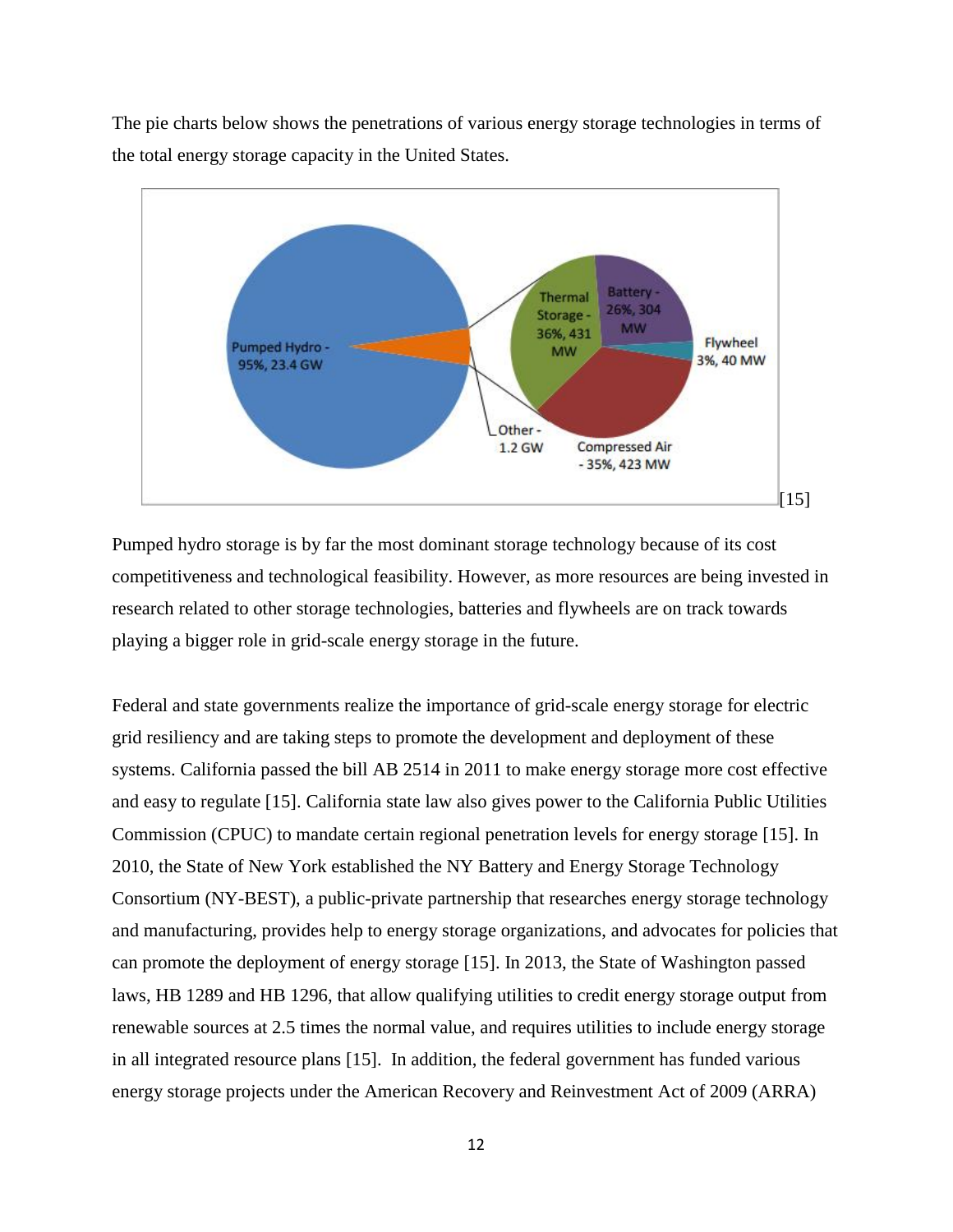The pie charts below shows the penetrations of various energy storage technologies in terms of the total energy storage capacity in the United States.

Pumped Hydro - 95%, 23.4 GW

Other - 1.2 GW

Thermal Storage - 36%, 431 MW

Battery - 26%, 304 MW

Flywheel 3%, 40 MW

Compressed Air - 35%, 423 MW

[15]

Pumped hydro storage is by far the most dominant storage technology because of its cost competitiveness and technological feasibility. However, as more resources are being invested in research related to other storage technologies, batteries and flywheels are on track towards playing a bigger role in grid-scale energy storage in the future.

Federal and state governments realize the importance of grid-scale energy storage for electric grid resiliency and are taking steps to promote the development and deployment of these systems. California passed the bill AB 2514 in 2011 to make energy storage more cost effective and easy to regulate [15]. California state law also gives power to the California Public Utilities Commission (CPUC) to mandate certain regional penetration levels for energy storage [15]. In 2010, the State of New York established the NY Battery and Energy Storage Technology Consortium (NY-BEST), a public-private partnership that researches energy storage technology and manufacturing, provides help to energy storage organizations, and advocates for policies that can promote the deployment of energy storage [15]. In 2013, the State of Washington passed laws, HB 1289 and HB 1296, that allow qualifying utilities to credit energy storage output from renewable sources at 2.5 times the normal value, and requires utilities to include energy storage in all integrated resource plans [15]. In addition, the federal government has funded various energy storage projects under the American Recovery and Reinvestment Act of 2009 (ARRA)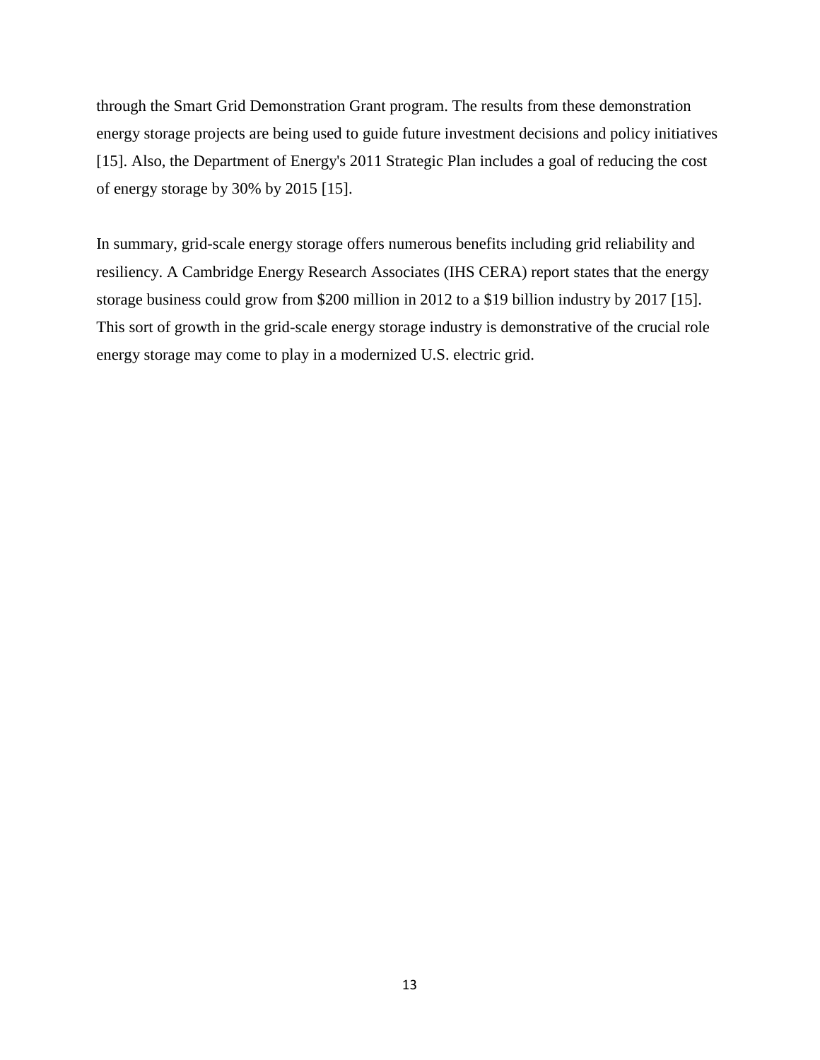through the Smart Grid Demonstration Grant program. The results from these demonstration energy storage projects are being used to guide future investment decisions and policy initiatives [15]. Also, the Department of Energy's 2011 Strategic Plan includes a goal of reducing the cost of energy storage by 30% by 2015 [15].

In summary, grid-scale energy storage offers numerous benefits including grid reliability and resiliency. A Cambridge Energy Research Associates (IHS CERA) report states that the energy storage business could grow from $200 million in 2012 to a $19 billion industry by 2017 [15]. This sort of growth in the grid-scale energy storage industry is demonstrative of the crucial role energy storage may come to play in a modernized U.S. electric grid.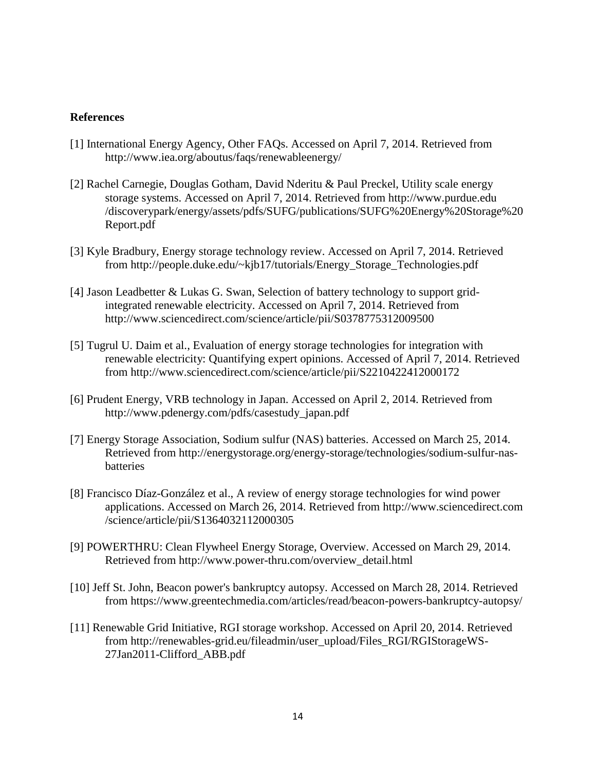## References

[1] International Energy Agency, Other FAQs. Accessed on April 7, 2014. Retrieved from http://www.iea.org/aboutus/faqs/renewableenergy/

[2] Rachel Carnegie, Douglas Gotham, David Nderitu & Paul Preckel, Utility scale energy storage systems. Accessed on April 7, 2014. Retrieved from http://www.purdue.edu /discoverypark/energy/assets/pdfs/SUFG/publications/SUFG%20Energy%20Storage%20 Report.pdf

[3] Kyle Bradbury, Energy storage technology review. Accessed on April 7, 2014. Retrieved from http://people.duke.edu/~kjb17/tutorials/Energy_Storage_Technologies.pdf

[4] Jason Leadbetter & Lukas G. Swan, Selection of battery technology to support grid-integrated renewable electricity. Accessed on April 7, 2014. Retrieved from http://www.sciencedirect.com/science/article/pii/S0378775312009500

[5] Tugrul U. Daim et al., Evaluation of energy storage technologies for integration with renewable electricity: Quantifying expert opinions. Accessed of April 7, 2014. Retrieved from http://www.sciencedirect.com/science/article/pii/S2210422412000172

[6] Prudent Energy, VRB technology in Japan. Accessed on April 2, 2014. Retrieved from http://www.pdenergy.com/pdfs/casestudy_japan.pdf

[7] Energy Storage Association, Sodium sulfur (NAS) batteries. Accessed on March 25, 2014. Retrieved from http://energystorage.org/energy-storage/technologies/sodium-sulfur-nas-batteries

[8] Francisco Díaz-González et al., A review of energy storage technologies for wind power applications. Accessed on March 26, 2014. Retrieved from http://www.sciencedirect.com /science/article/pii/S1364032112000305

[9] POWERTHRU: Clean Flywheel Energy Storage, Overview. Accessed on March 29, 2014. Retrieved from http://www.power-thru.com/overview_detail.html

[10] Jeff St. John, Beacon power's bankruptcy autopsy. Accessed on March 28, 2014. Retrieved from https://www.greentechmedia.com/articles/read/beacon-powers-bankruptcy-autopsy/

[11] Renewable Grid Initiative, RGI storage workshop. Accessed on April 20, 2014. Retrieved from http://renewables-grid.eu/fileadmin/user_upload/Files_RGI/RGIStorageWS-27Jan2011-Clifford_ABB.pdf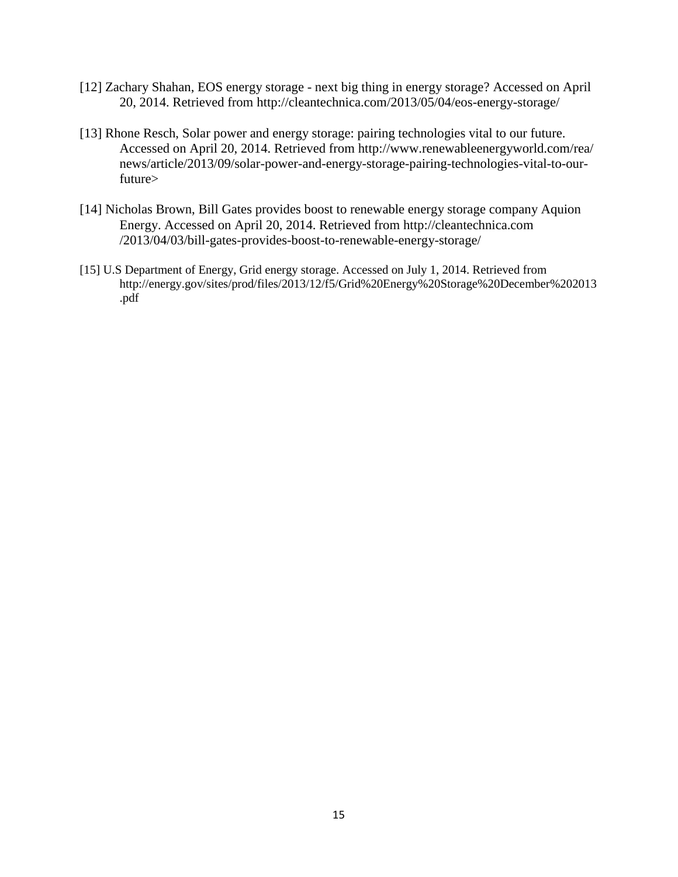[12] Zachary Shahan, EOS energy storage - next big thing in energy storage? Accessed on April 20, 2014. Retrieved from http://cleantechnica.com/2013/05/04/eos-energy-storage/

[13] Rhone Resch, Solar power and energy storage: pairing technologies vital to our future. Accessed on April 20, 2014. Retrieved from http://www.renewableenergyworld.com/rea/news/article/2013/09/solar-power-and-energy-storage-pairing-technologies-vital-to-our-future>

[14] Nicholas Brown, Bill Gates provides boost to renewable energy storage company Aquion Energy. Accessed on April 20, 2014. Retrieved from http://cleantechnica.com/2013/04/03/bill-gates-provides-boost-to-renewable-energy-storage/

[15] U.S Department of Energy, Grid energy storage. Accessed on July 1, 2014. Retrieved from http://energy.gov/sites/prod/files/2013/12/f5/Grid%20Energy%20Storage%20December%202013.pdf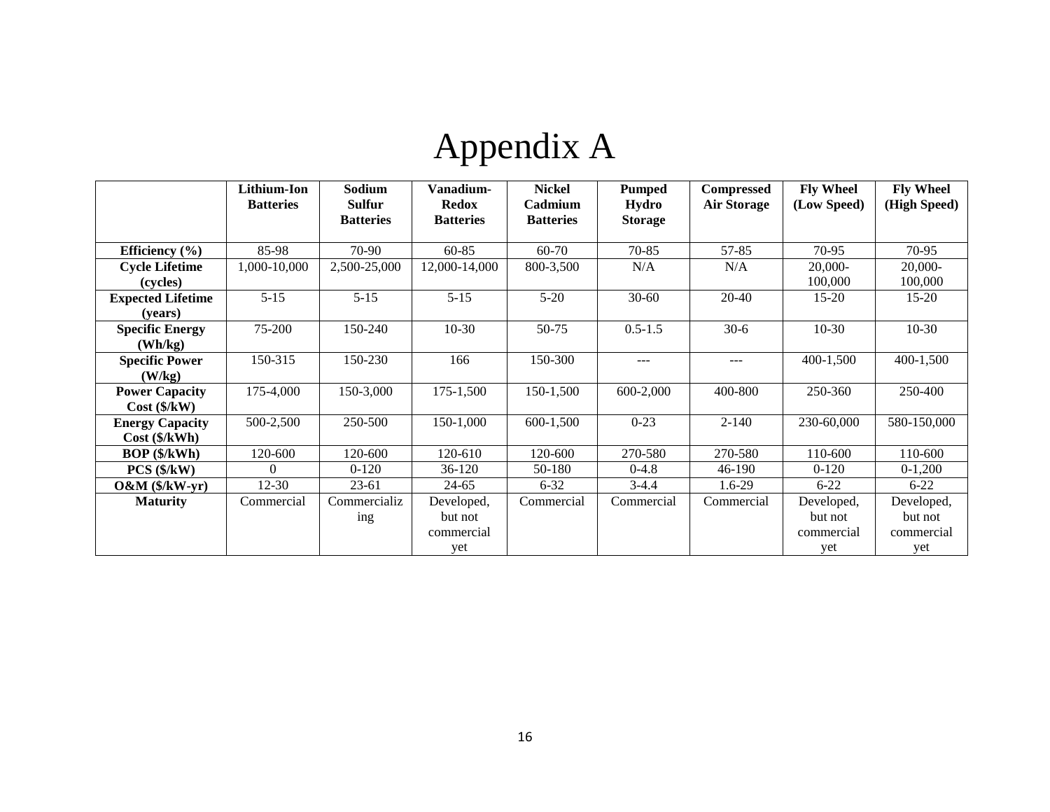# Appendix A

| | Lithium-Ion Batteries | Sodium Sulfur Batteries | Vanadium-Redox Batteries | Nickel Cadmium Batteries | Pumped Hydro Storage | Compressed Air Storage | Fly Wheel (Low Speed) | Fly Wheel (High Speed) |
|---|---|---|---|---|---|---|---|---|
| **Efficiency (%)** | 85-98 | 70-90 | 60-85 | 60-70 | 70-85 | 57-85 | 70-95 | 70-95 |
| **Cycle Lifetime (cycles)** | 1,000-10,000 | 2,500-25,000 | 12,000-14,000 | 800-3,500 | N/A | N/A | 20,000-100,000 | 20,000-100,000 |
| **Expected Lifetime (years)** | 5-15 | 5-15 | 5-15 | 5-20 | 30-60 | 20-40 | 15-20 | 15-20 |
| **Specific Energy (Wh/kg)** | 75-200 | 150-240 | 10-30 | 50-75 | 0.5-1.5 | 30-6 | 10-30 | 10-30 |
| **Specific Power (W/kg)** | 150-315 | 150-230 | 166 | 150-300 | --- | --- | 400-1,500 | 400-1,500 |
| **Power Capacity Cost ($/kW)** | 175-4,000 | 150-3,000 | 175-1,500 | 150-1,500 | 600-2,000 | 400-800 | 250-360 | 250-400 |
| **Energy Capacity Cost ($/kWh)** | 500-2,500 | 250-500 | 150-1,000 | 600-1,500 | 0-23 | 2-140 | 230-60,000 | 580-150,000 |
| **BOP ($/kWh)** | 120-600 | 120-600 | 120-610 | 120-600 | 270-580 | 270-580 | 110-600 | 110-600 |
| **PCS ($/kW)** | 0 | 0-120 | 36-120 | 50-180 | 0-4.8 | 46-190 | 0-120 | 0-1,200 |
| **O&M ($/kW-yr)** | 12-30 | 23-61 | 24-65 | 6-32 | 3-4.4 | 1.6-29 | 6-22 | 6-22 |
| **Maturity** | Commercial | Commercializing | Developed, but not commercial yet | Commercial | Commercial | Commercial | Developed, but not commercial yet | Developed, but not commercial yet |